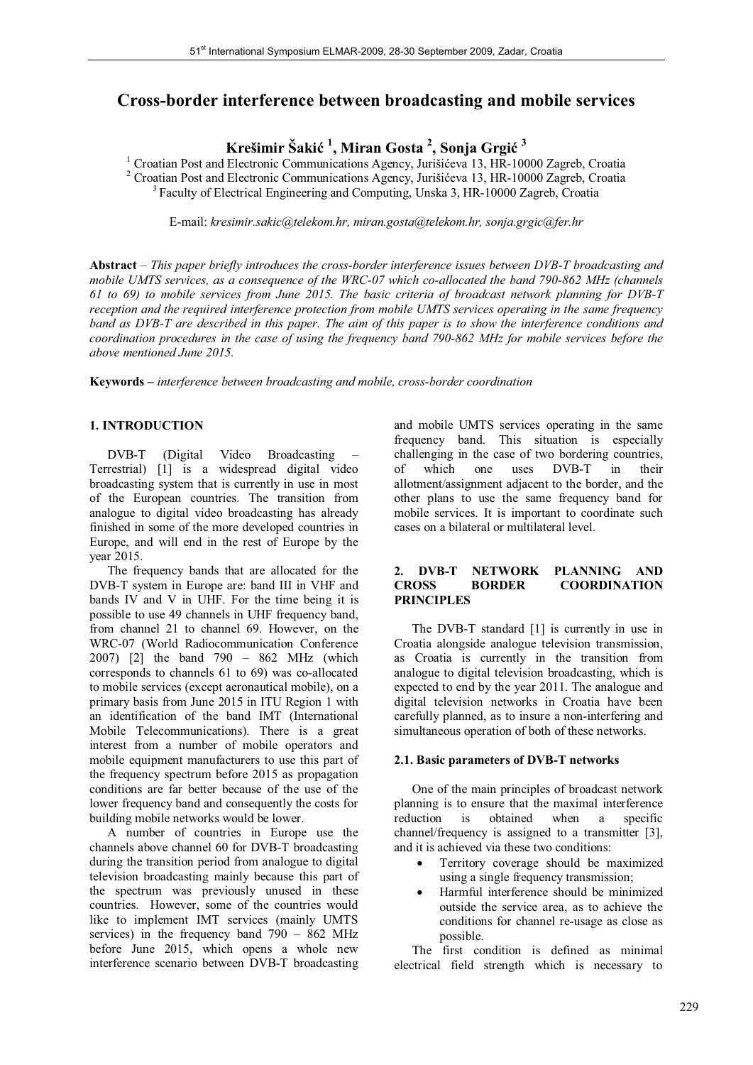# Cross-border interference between broadcasting and mobile services

**Krešimir Šakić [1], Miran Gosta [2], Sonja Grgić [3]**

[1] Croatian Post and Electronic Communications Agency, Jurišićeva 13, HR-10000 Zagreb, Croatia
[2] Croatian Post and Electronic Communications Agency, Jurišićeva 13, HR-10000 Zagreb, Croatia
[3] Faculty of Electrical Engineering and Computing, Unska 3, HR-10000 Zagreb, Croatia

E-mail: *kresimir.sakic@telekom.hr, miran.gosta@telekom.hr, sonja.grgic@fer.hr*

**Abstract** – *This paper briefly introduces the cross-border interference issues between DVB-T broadcasting and mobile UMTS services, as a consequence of the WRC-07 which co-allocated the band 790-862 MHz (channels 61 to 69) to mobile services from June 2015. The basic criteria of broadcast network planning for DVB-T reception and the required interference protection from mobile UMTS services operating in the same frequency band as DVB-T are described in this paper. The aim of this paper is to show the interference conditions and coordination procedures in the case of using the frequency band 790-862 MHz for mobile services before the above mentioned June 2015.*

**Keywords –** *interference between broadcasting and mobile, cross-border coordination*

## 1. INTRODUCTION

DVB-T (Digital Video Broadcasting – Terrestrial) [1] is a widespread digital video broadcasting system that is currently in use in most of the European countries. The transition from analogue to digital video broadcasting has already finished in some of the more developed countries in Europe, and will end in the rest of Europe by the year 2015.

The frequency bands that are allocated for the DVB-T system in Europe are: band III in VHF and bands IV and V in UHF. For the time being it is possible to use 49 channels in UHF frequency band, from channel 21 to channel 69. However, on the WRC-07 (World Radiocommunication Conference 2007) [2] the band 790 – 862 MHz (which corresponds to channels 61 to 69) was co-allocated to mobile services (except aeronautical mobile), on a primary basis from June 2015 in ITU Region 1 with an identification of the band IMT (International Mobile Telecommunications). There is a great interest from a number of mobile operators and mobile equipment manufacturers to use this part of the frequency spectrum before 2015 as propagation conditions are far better because of the use of the lower frequency band and consequently the costs for building mobile networks would be lower.

A number of countries in Europe use the channels above channel 60 for DVB-T broadcasting during the transition period from analogue to digital television broadcasting mainly because this part of the spectrum was previously unused in these countries. However, some of the countries would like to implement IMT services (mainly UMTS services) in the frequency band 790 – 862 MHz before June 2015, which opens a whole new interference scenario between DVB-T broadcasting and mobile UMTS services operating in the same frequency band. This situation is especially challenging in the case of two bordering countries, of which one uses DVB-T in their allotment/assignment adjacent to the border, and the other plans to use the same frequency band for mobile services. It is important to coordinate such cases on a bilateral or multilateral level.

## 2. DVB-T NETWORK PLANNING AND CROSS BORDER COORDINATION PRINCIPLES

The DVB-T standard [1] is currently in use in Croatia alongside analogue television transmission, as Croatia is currently in the transition from analogue to digital television broadcasting, which is expected to end by the year 2011. The analogue and digital television networks in Croatia have been carefully planned, as to insure a non-interfering and simultaneous operation of both of these networks.

### 2.1. Basic parameters of DVB-T networks

One of the main principles of broadcast network planning is to ensure that the maximal interference reduction is obtained when a specific channel/frequency is assigned to a transmitter [3], and it is achieved via these two conditions:

- Territory coverage should be maximized using a single frequency transmission;
- Harmful interference should be minimized outside the service area, as to achieve the conditions for channel re-usage as close as possible.

The first condition is defined as minimal electrical field strength which is necessary to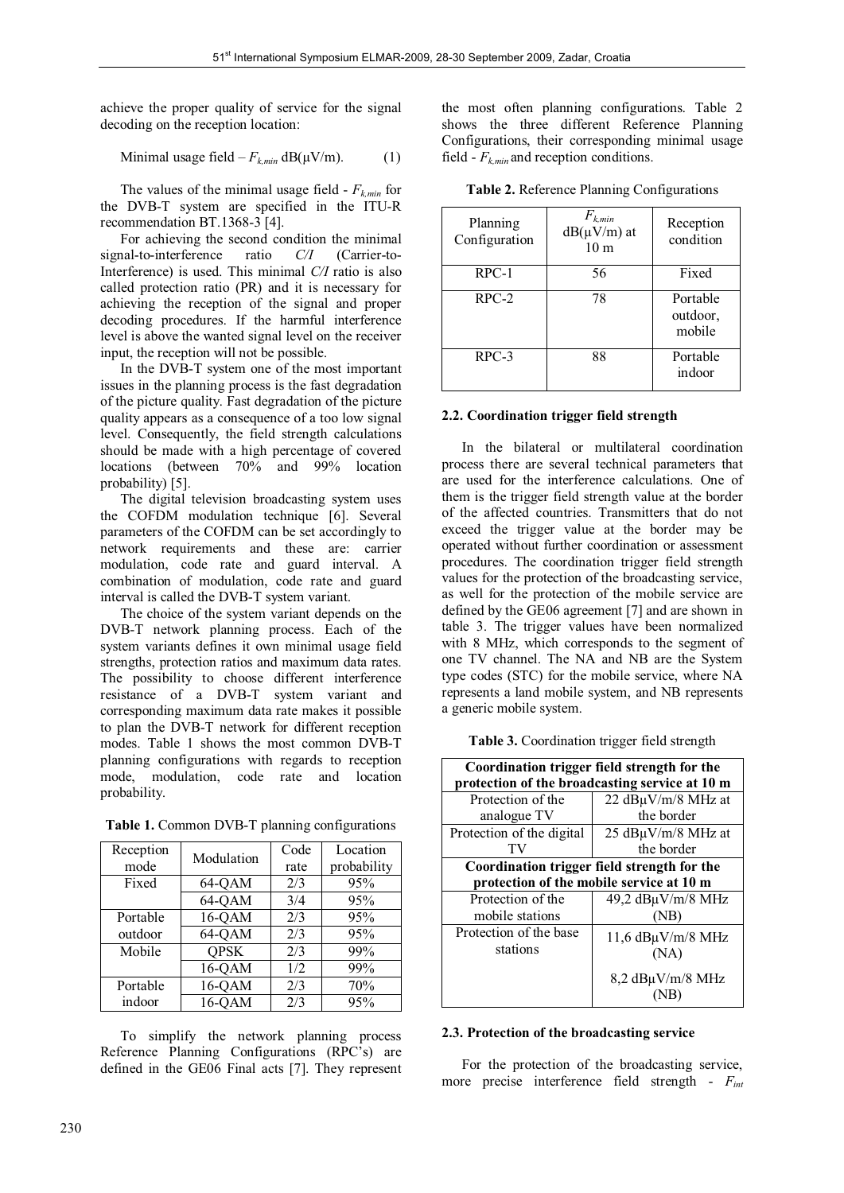achieve the proper quality of service for the signal decoding on the reception location:

$$\text{Minimal usage field} - F_{k,min} \text{ dB}(\mu\text{V/m}). \qquad (1)$$

The values of the minimal usage field - $F_{k,min}$ for the DVB-T system are specified in the ITU-R recommendation BT.1368-3 [4].

For achieving the second condition the minimal signal-to-interference ratio $C/I$ (Carrier-to-Interference) is used. This minimal $C/I$ ratio is also called protection ratio (PR) and it is necessary for achieving the reception of the signal and proper decoding procedures. If the harmful interference level is above the wanted signal level on the receiver input, the reception will not be possible.

In the DVB-T system one of the most important issues in the planning process is the fast degradation of the picture quality. Fast degradation of the picture quality appears as a consequence of a too low signal level. Consequently, the field strength calculations should be made with a high percentage of covered locations (between 70% and 99% location probability) [5].

The digital television broadcasting system uses the COFDM modulation technique [6]. Several parameters of the COFDM can be set accordingly to network requirements and these are: carrier modulation, code rate and guard interval. A combination of modulation, code rate and guard interval is called the DVB-T system variant.

The choice of the system variant depends on the DVB-T network planning process. Each of the system variants defines it own minimal usage field strengths, protection ratios and maximum data rates. The possibility to choose different interference resistance of a DVB-T system variant and corresponding maximum data rate makes it possible to plan the DVB-T network for different reception modes. Table 1 shows the most common DVB-T planning configurations with regards to reception mode, modulation, code rate and location probability.

**Table 1.** Common DVB-T planning configurations

| Reception mode | Modulation | Code rate | Location probability |
|---|---|---|---|
| Fixed | 64-QAM | 2/3 | 95% |
| | 64-QAM | 3/4 | 95% |
| Portable outdoor | 16-QAM | 2/3 | 95% |
| | 64-QAM | 2/3 | 95% |
| Mobile | QPSK | 2/3 | 99% |
| | 16-QAM | 1/2 | 99% |
| Portable indoor | 16-QAM | 2/3 | 70% |
| | 16-QAM | 2/3 | 95% |

To simplify the network planning process Reference Planning Configurations (RPC's) are defined in the GE06 Final acts [7]. They represent the most often planning configurations. Table 2 shows the three different Reference Planning Configurations, their corresponding minimal usage field - $F_{k,min}$ and reception conditions.

**Table 2.** Reference Planning Configurations

| Planning Configuration | $F_{k,min}$ dB(μV/m) at 10 m | Reception condition |
|---|---|---|
| RPC-1 | 56 | Fixed |
| RPC-2 | 78 | Portable outdoor, mobile |
| RPC-3 | 88 | Portable indoor |

### 2.2. Coordination trigger field strength

In the bilateral or multilateral coordination process there are several technical parameters that are used for the interference calculations. One of them is the trigger field strength value at the border of the affected countries. Transmitters that do not exceed the trigger value at the border may be operated without further coordination or assessment procedures. The coordination trigger field strength values for the protection of the broadcasting service, as well for the protection of the mobile service are defined by the GE06 agreement [7] and are shown in table 3. The trigger values have been normalized with 8 MHz, which corresponds to the segment of one TV channel. The NA and NB are the System type codes (STC) for the mobile service, where NA represents a land mobile system, and NB represents a generic mobile system.

**Table 3.** Coordination trigger field strength

| **Coordination trigger field strength for the protection of the broadcasting service at 10 m** | |
|---|---|
| Protection of the analogue TV | 22 dBμV/m/8 MHz at the border |
| Protection of the digital TV | 25 dBμV/m/8 MHz at the border |
| **Coordination trigger field strength for the protection of the mobile service at 10 m** | |
| Protection of the mobile stations | 49,2 dBμV/m/8 MHz (NB) |
| Protection of the base stations | 11,6 dBμV/m/8 MHz (NA) |
| | 8,2 dBμV/m/8 MHz (NB) |

### 2.3. Protection of the broadcasting service

For the protection of the broadcasting service, more precise interference field strength - $F_{int}$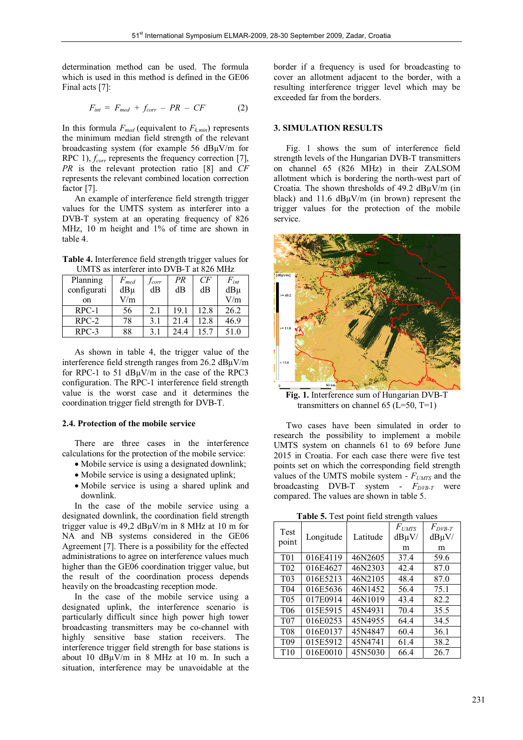determination method can be used. The formula which is used in this method is defined in the GE06 Final acts [7]:

$$F_{int} = F_{med} + f_{corr} - PR - CF \qquad (2)$$

In this formula $F_{med}$ (equivalent to $F_{k,min}$) represents the minimum median field strength of the relevant broadcasting system (for example 56 dBμV/m for RPC 1), $f_{corr}$ represents the frequency correction [7], $PR$ is the relevant protection ratio [8] and $CF$ represents the relevant combined location correction factor [7].

An example of interference field strength trigger values for the UMTS system as interferer into a DVB-T system at an operating frequency of 826 MHz, 10 m height and 1% of time are shown in table 4.

**Table 4.** Interference field strength trigger values for UMTS as interferer into DVB-T at 826 MHz

| Planning configuration | $F_{med}$ dBμV/m | $f_{corr}$ dB | $PR$ dB | $CF$ dB | $F_{int}$ dBμV/m |
|---|---|---|---|---|---|
| RPC-1 | 56 | 2.1 | 19.1 | 12.8 | 26.2 |
| RPC-2 | 78 | 3.1 | 21.4 | 12.8 | 46.9 |
| RPC-3 | 88 | 3.1 | 24.4 | 15.7 | 51.0 |

As shown in table 4, the trigger value of the interference field strength ranges from 26.2 dBμV/m for RPC-1 to 51 dBμV/m in the case of the RPC3 configuration. The RPC-1 interference field strength value is the worst case and it determines the coordination trigger field strength for DVB-T.

### 2.4. Protection of the mobile service

There are three cases in the interference calculations for the protection of the mobile service:

- Mobile service is using a designated downlink;
- Mobile service is using a designated uplink;
- Mobile service is using a shared uplink and downlink.

In the case of the mobile service using a designated downlink, the coordination field strength trigger value is 49,2 dBμV/m in 8 MHz at 10 m for NA and NB systems considered in the GE06 Agreement [7]. There is a possibility for the effected administrations to agree on interference values much higher than the GE06 coordination trigger value, but the result of the coordination process depends heavily on the broadcasting reception mode.

In the case of the mobile service using a designated uplink, the interference scenario is particularly difficult since high power high tower broadcasting transmitters may be co-channel with highly sensitive base station receivers. The interference trigger field strength for base stations is about 10 dBμV/m in 8 MHz at 10 m. In such a situation, interference may be unavoidable at the border if a frequency is used for broadcasting to cover an allotment adjacent to the border, with a resulting interference trigger level which may be exceeded far from the borders.

## 3. SIMULATION RESULTS

Fig. 1 shows the sum of interference field strength levels of the Hungarian DVB-T transmitters on channel 65 (826 MHz) in their ZALSOM allotment which is bordering the north-west part of Croatia. The shown thresholds of 49.2 dBμV/m (in black) and 11.6 dBμV/m (in brown) represent the trigger values for the protection of the mobile service.

**Fig. 1.** Interference sum of Hungarian DVB-T transmitters on channel 65 (L=50, T=1)

Two cases have been simulated in order to research the possibility to implement a mobile UMTS system on channels 61 to 69 before June 2015 in Croatia. For each case there were five test points set on which the corresponding field strength values of the UMTS mobile system - $F_{UMTS}$ and the broadcasting DVB-T system - $F_{DVB\text{-}T}$ were compared. The values are shown in table 5.

**Table 5.** Test point field strength values

| Test point | Longitude | Latitude | $F_{UMTS}$ dBμV/m | $F_{DVB\text{-}T}$ dBμV/m |
|---|---|---|---|---|
| T01 | 016E4119 | 46N2605 | 37.4 | 59.6 |
| T02 | 016E4627 | 46N2303 | 42.4 | 87.0 |
| T03 | 016E5213 | 46N2105 | 48.4 | 87.0 |
| T04 | 016E5636 | 46N1452 | 56.4 | 75.1 |
| T05 | 017E0914 | 46N1019 | 43.4 | 82.2 |
| T06 | 015E5915 | 45N4931 | 70.4 | 35.5 |
| T07 | 016E0253 | 45N4955 | 64.4 | 34.5 |
| T08 | 016E0137 | 45N4847 | 60.4 | 36.1 |
| T09 | 015E5912 | 45N4741 | 61.4 | 38.2 |
| T10 | 016E0010 | 45N5030 | 66.4 | 26.7 |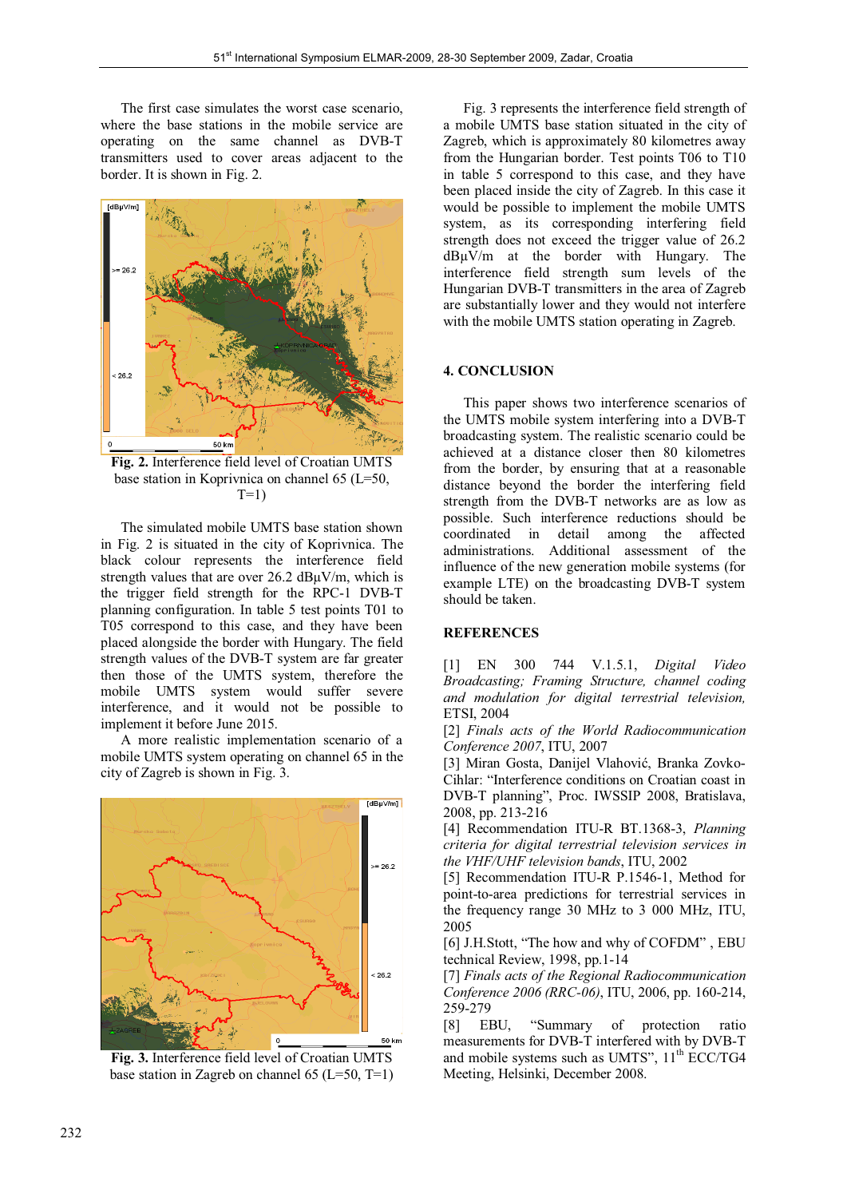The first case simulates the worst case scenario, where the base stations in the mobile service are operating on the same channel as DVB-T transmitters used to cover areas adjacent to the border. It is shown in Fig. 2.

[dBμV/m]

>= 26.2

< 26.2

0

50 km

**Fig. 2.** Interference field level of Croatian UMTS base station in Koprivnica on channel 65 (L=50, T=1)

The simulated mobile UMTS base station shown in Fig. 2 is situated in the city of Koprivnica. The black colour represents the interference field strength values that are over 26.2 dBμV/m, which is the trigger field strength for the RPC-1 DVB-T planning configuration. In table 5 test points T01 to T05 correspond to this case, and they have been placed alongside the border with Hungary. The field strength values of the DVB-T system are far greater then those of the UMTS system, therefore the mobile UMTS system would suffer severe interference, and it would not be possible to implement it before June 2015.

A more realistic implementation scenario of a mobile UMTS system operating on channel 65 in the city of Zagreb is shown in Fig. 3.

[dBμV/m]

>= 26.2

< 26.2

0

50 km

**Fig. 3.** Interference field level of Croatian UMTS base station in Zagreb on channel 65 (L=50, T=1)

Fig. 3 represents the interference field strength of a mobile UMTS base station situated in the city of Zagreb, which is approximately 80 kilometres away from the Hungarian border. Test points T06 to T10 in table 5 correspond to this case, and they have been placed inside the city of Zagreb. In this case it would be possible to implement the mobile UMTS system, as its corresponding interfering field strength does not exceed the trigger value of 26.2 dBμV/m at the border with Hungary. The interference field strength sum levels of the Hungarian DVB-T transmitters in the area of Zagreb are substantially lower and they would not interfere with the mobile UMTS station operating in Zagreb.

## 4. CONCLUSION

This paper shows two interference scenarios of the UMTS mobile system interfering into a DVB-T broadcasting system. The realistic scenario could be achieved at a distance closer then 80 kilometres from the border, by ensuring that at a reasonable distance beyond the border the interfering field strength from the DVB-T networks are as low as possible. Such interference reductions should be coordinated in detail among the affected administrations. Additional assessment of the influence of the new generation mobile systems (for example LTE) on the broadcasting DVB-T system should be taken.

## REFERENCES

[1] EN 300 744 V.1.5.1, *Digital Video Broadcasting; Framing Structure, channel coding and modulation for digital terrestrial television,* ETSI, 2004

[2] *Finals acts of the World Radiocommunication Conference 2007*, ITU, 2007

[3] Miran Gosta, Danijel Vlahović, Branka Zovko-Cihlar: "Interference conditions on Croatian coast in DVB-T planning", Proc. IWSSIP 2008, Bratislava, 2008, pp. 213-216

[4] Recommendation ITU-R BT.1368-3, *Planning criteria for digital terrestrial television services in the VHF/UHF television bands*, ITU, 2002

[5] Recommendation ITU-R P.1546-1, Method for point-to-area predictions for terrestrial services in the frequency range 30 MHz to 3 000 MHz, ITU, 2005

[6] J.H.Stott, "The how and why of COFDM" , EBU technical Review, 1998, pp.1-14

[7] *Finals acts of the Regional Radiocommunication Conference 2006 (RRC-06)*, ITU, 2006, pp. 160-214, 259-279

[8] EBU, "Summary of protection ratio measurements for DVB-T interfered with by DVB-T and mobile systems such as UMTS", 11th ECC/TG4 Meeting, Helsinki, December 2008.